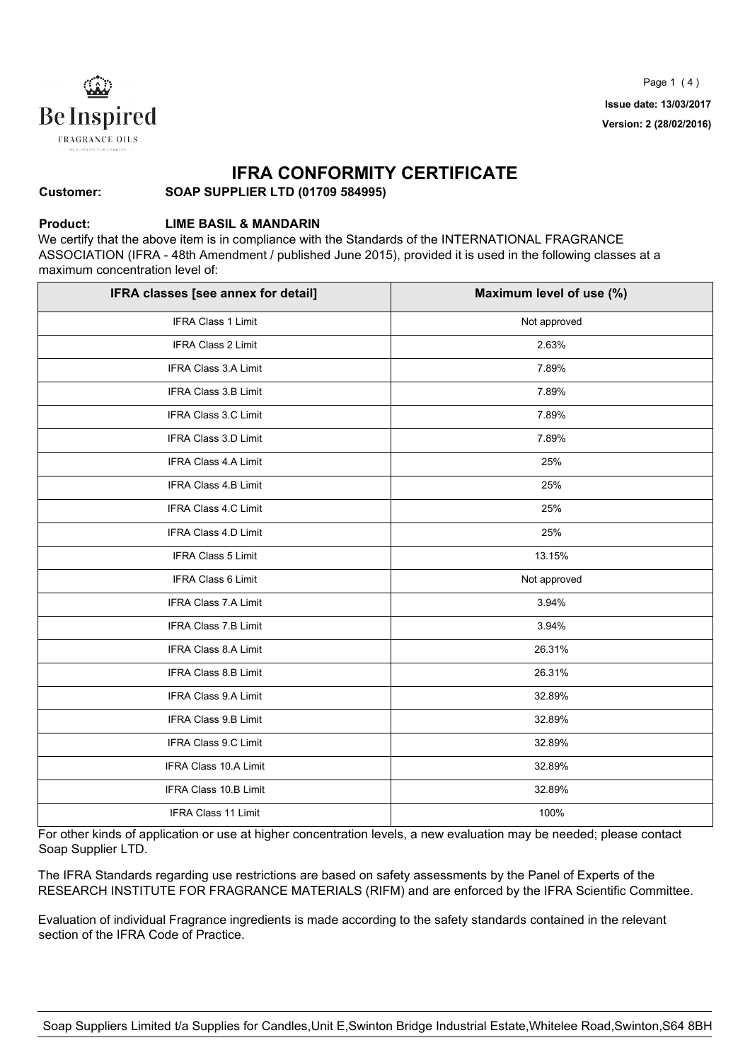Issue date: 13/03/2017

Version: 2 (28/02/2016)

# IFRA CONFORMITY CERTIFICATE

**Customer:** **SOAP SUPPLIER LTD (01709 584995)**

**Product:** **LIME BASIL & MANDARIN**

We certify that the above item is in compliance with the Standards of the INTERNATIONAL FRAGRANCE ASSOCIATION (IFRA - 48th Amendment / published June 2015), provided it is used in the following classes at a maximum concentration level of:

| IFRA classes [see annex for detail] | Maximum level of use (%) |
| --- | --- |
| IFRA Class 1 Limit | Not approved |
| IFRA Class 2 Limit | 2.63% |
| IFRA Class 3.A Limit | 7.89% |
| IFRA Class 3.B Limit | 7.89% |
| IFRA Class 3.C Limit | 7.89% |
| IFRA Class 3.D Limit | 7.89% |
| IFRA Class 4.A Limit | 25% |
| IFRA Class 4.B Limit | 25% |
| IFRA Class 4.C Limit | 25% |
| IFRA Class 4.D Limit | 25% |
| IFRA Class 5 Limit | 13.15% |
| IFRA Class 6 Limit | Not approved |
| IFRA Class 7.A Limit | 3.94% |
| IFRA Class 7.B Limit | 3.94% |
| IFRA Class 8.A Limit | 26.31% |
| IFRA Class 8.B Limit | 26.31% |
| IFRA Class 9.A Limit | 32.89% |
| IFRA Class 9.B Limit | 32.89% |
| IFRA Class 9.C Limit | 32.89% |
| IFRA Class 10.A Limit | 32.89% |
| IFRA Class 10.B Limit | 32.89% |
| IFRA Class 11 Limit | 100% |

For other kinds of application or use at higher concentration levels, a new evaluation may be needed; please contact Soap Supplier LTD.

The IFRA Standards regarding use restrictions are based on safety assessments by the Panel of Experts of the RESEARCH INSTITUTE FOR FRAGRANCE MATERIALS (RIFM) and are enforced by the IFRA Scientific Committee.

Evaluation of individual Fragrance ingredients is made according to the safety standards contained in the relevant section of the IFRA Code of Practice.

Soap Suppliers Limited t/a Supplies for Candles,Unit E,Swinton Bridge Industrial Estate,Whitelee Road,Swinton,S64 8BH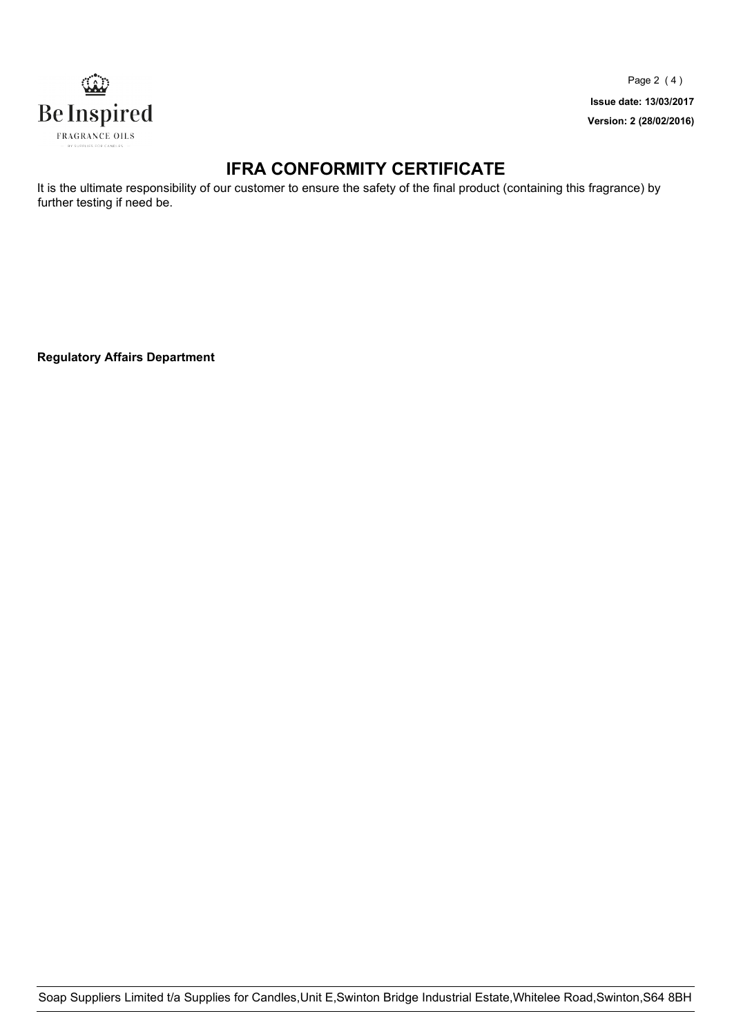# IFRA CONFORMITY CERTIFICATE

It is the ultimate responsibility of our customer to ensure the safety of the final product (containing this fragrance) by further testing if need be.

**Regulatory Affairs Department**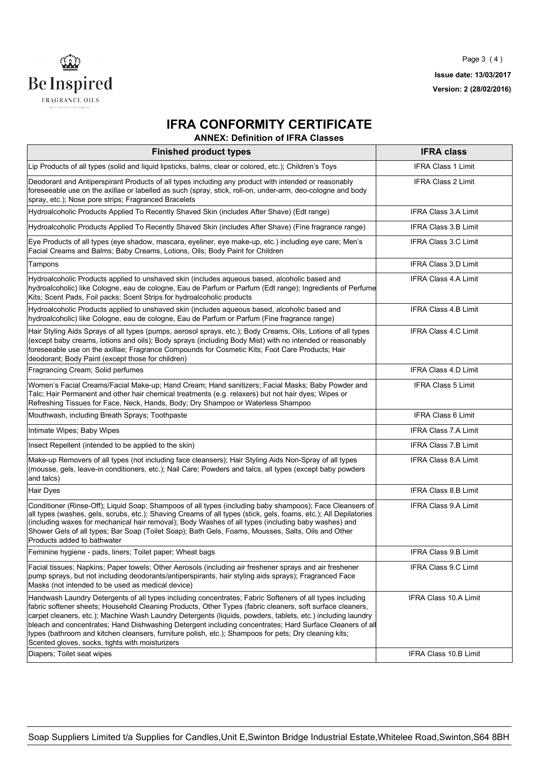# IFRA CONFORMITY CERTIFICATE

## ANNEX: Definition of IFRA Classes

| Finished product types | IFRA class |
| --- | --- |
| Lip Products of all types (solid and liquid lipsticks, balms, clear or colored, etc.); Children's Toys | IFRA Class 1 Limit |
| Deodorant and Antiperspirant Products of all types including any product with intended or reasonably foreseeable use on the axillae or labelled as such (spray, stick, roll-on, under-arm, deo-cologne and body spray, etc.); Nose pore strips; Fragranced Bracelets | IFRA Class 2 Limit |
| Hydroalcoholic Products Applied To Recently Shaved Skin (includes After Shave) (Edt range) | IFRA Class 3.A Limit |
| Hydroalcoholic Products Applied To Recently Shaved Skin (includes After Shave) (Fine fragrance range) | IFRA Class 3.B Limit |
| Eye Products of all types (eye shadow, mascara, eyeliner, eye make-up, etc.) including eye care; Men's Facial Creams and Balms; Baby Creams, Lotions, Oils; Body Paint for Children | IFRA Class 3.C Limit |
| Tampons | IFRA Class 3.D Limit |
| Hydroalcoholic Products applied to unshaved skin (includes aqueous based, alcoholic based and hydroalcoholic) like Cologne, eau de cologne, Eau de Parfum or Parfum (Edt range); Ingredients of Perfume Kits; Scent Pads, Foil packs; Scent Strips for hydroalcoholic products | IFRA Class 4.A Limit |
| Hydroalcoholic Products applied to unshaved skin (includes aqueous based, alcoholic based and hydroalcoholic) like Cologne, eau de cologne, Eau de Parfum or Parfum (Fine fragrance range) | IFRA Class 4.B Limit |
| Hair Styling Aids Sprays of all types (pumps, aerosol sprays, etc.); Body Creams, Oils, Lotions of all types (except baby creams, lotions and oils); Body sprays (including Body Mist) with no intended or reasonably foreseeable use on the axillae; Fragrance Compounds for Cosmetic Kits; Foot Care Products; Hair deodorant; Body Paint (except those for children) | IFRA Class 4.C Limit |
| Fragrancing Cream; Solid perfumes | IFRA Class 4.D Limit |
| Women's Facial Creams/Facial Make-up; Hand Cream; Hand sanitizers; Facial Masks; Baby Powder and Talc; Hair Permanent and other hair chemical treatments (e.g. relaxers) but not hair dyes; Wipes or Refreshing Tissues for Face, Neck, Hands, Body; Dry Shampoo or Waterless Shampoo | IFRA Class 5 Limit |
| Mouthwash, including Breath Sprays; Toothpaste | IFRA Class 6 Limit |
| Intimate Wipes; Baby Wipes | IFRA Class 7.A Limit |
| Insect Repellent (intended to be applied to the skin) | IFRA Class 7.B Limit |
| Make-up Removers of all types (not including face cleansers); Hair Styling Aids Non-Spray of all types (mousse, gels, leave-in conditioners, etc.); Nail Care; Powders and talcs, all types (except baby powders and talcs) | IFRA Class 8.A Limit |
| Hair Dyes | IFRA Class 8.B Limit |
| Conditioner (Rinse-Off); Liquid Soap; Shampoos of all types (including baby shampoos); Face Cleansers of all types (washes, gels, scrubs, etc.); Shaving Creams of all types (stick, gels, foams, etc.); All Depilatories (including waxes for mechanical hair removal); Body Washes of all types (including baby washes) and Shower Gels of all types; Bar Soap (Toilet Soap); Bath Gels, Foams, Mousses, Salts, Oils and Other Products added to bathwater | IFRA Class 9.A Limit |
| Feminine hygiene - pads, liners; Toilet paper; Wheat bags | IFRA Class 9.B Limit |
| Facial tissues; Napkins; Paper towels; Other Aerosols (including air freshener sprays and air freshener pump sprays, but not including deodorants/antiperspirants, hair styling aids sprays); Fragranced Face Masks (not intended to be used as medical device) | IFRA Class 9.C Limit |
| Handwash Laundry Detergents of all types including concentrates; Fabric Softeners of all types including fabric softener sheets; Household Cleaning Products, Other Types (fabric cleaners, soft surface cleaners, carpet cleaners, etc.); Machine Wash Laundry Detergents (liquids, powders, tablets, etc.) including laundry bleach and concentrates; Hand Dishwashing Detergent including concentrates; Hard Surface Cleaners of all types (bathroom and kitchen cleansers, furniture polish, etc.); Shampoos for pets; Dry cleaning kits; Scented gloves, socks, tights with moisturizers | IFRA Class 10.A Limit |
| Diapers; Toilet seat wipes | IFRA Class 10.B Limit |

Soap Suppliers Limited t/a Supplies for Candles,Unit E,Swinton Bridge Industrial Estate,Whitelee Road,Swinton,S64 8BH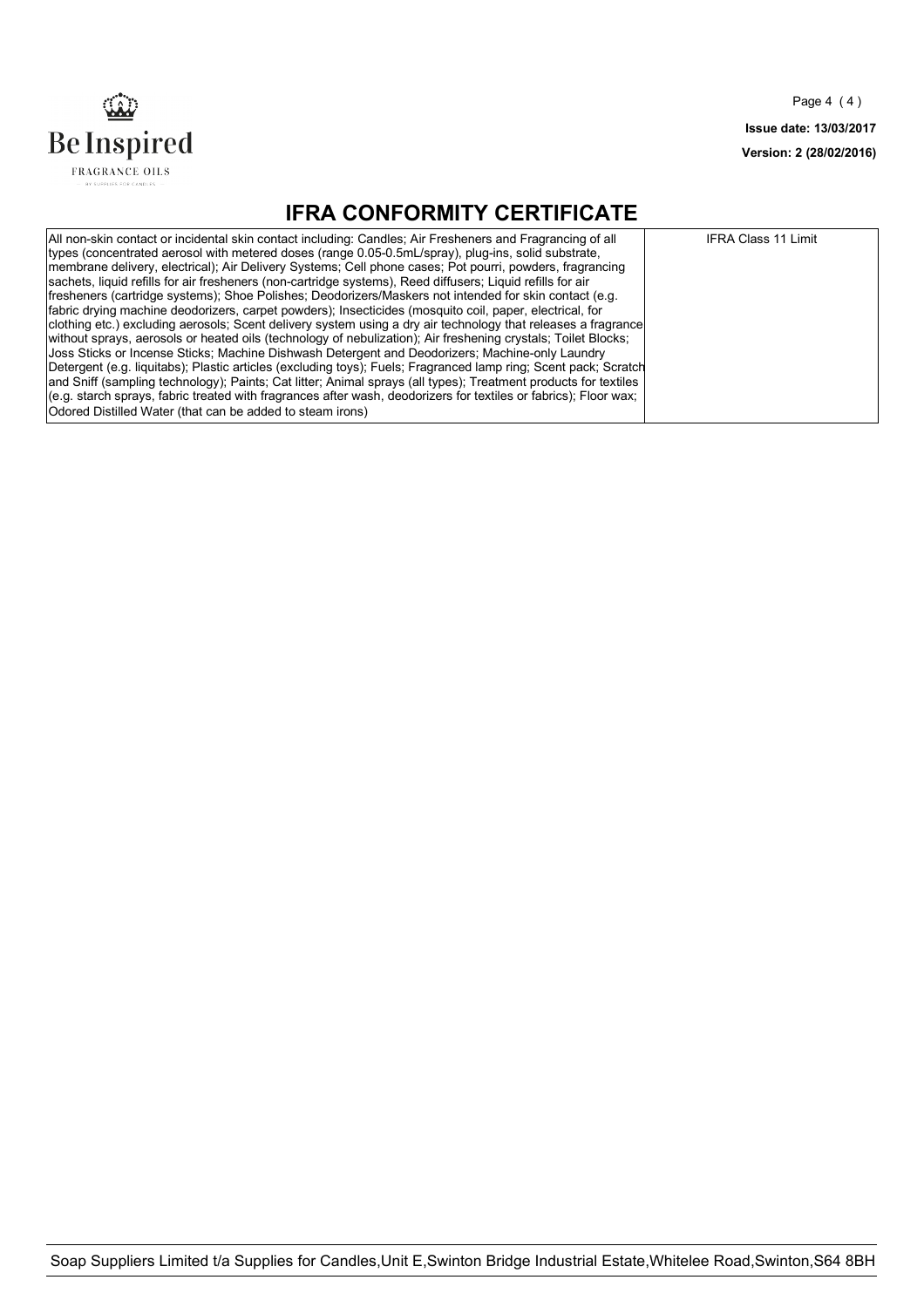# IFRA CONFORMITY CERTIFICATE

| | |
|---|---|
| All non-skin contact or incidental skin contact including: Candles; Air Fresheners and Fragrancing of all types (concentrated aerosol with metered doses (range 0.05-0.5mL/spray), plug-ins, solid substrate, membrane delivery, electrical); Air Delivery Systems; Cell phone cases; Pot pourri, powders, fragrancing sachets, liquid refills for air fresheners (non-cartridge systems), Reed diffusers; Liquid refills for air fresheners (cartridge systems); Shoe Polishes; Deodorizers/Maskers not intended for skin contact (e.g. fabric drying machine deodorizers, carpet powders); Insecticides (mosquito coil, paper, electrical, for clothing etc.) excluding aerosols; Scent delivery system using a dry air technology that releases a fragrance without sprays, aerosols or heated oils (technology of nebulization); Air freshening crystals; Toilet Blocks; Joss Sticks or Incense Sticks; Machine Dishwash Detergent and Deodorizers; Machine-only Laundry Detergent (e.g. liquitabs); Plastic articles (excluding toys); Fuels; Fragranced lamp ring; Scent pack; Scratch and Sniff (sampling technology); Paints; Cat litter; Animal sprays (all types); Treatment products for textiles (e.g. starch sprays, fabric treated with fragrances after wash, deodorizers for textiles or fabrics); Floor wax; Odored Distilled Water (that can be added to steam irons) | IFRA Class 11 Limit |

Soap Suppliers Limited t/a Supplies for Candles,Unit E,Swinton Bridge Industrial Estate,Whitelee Road,Swinton,S64 8BH